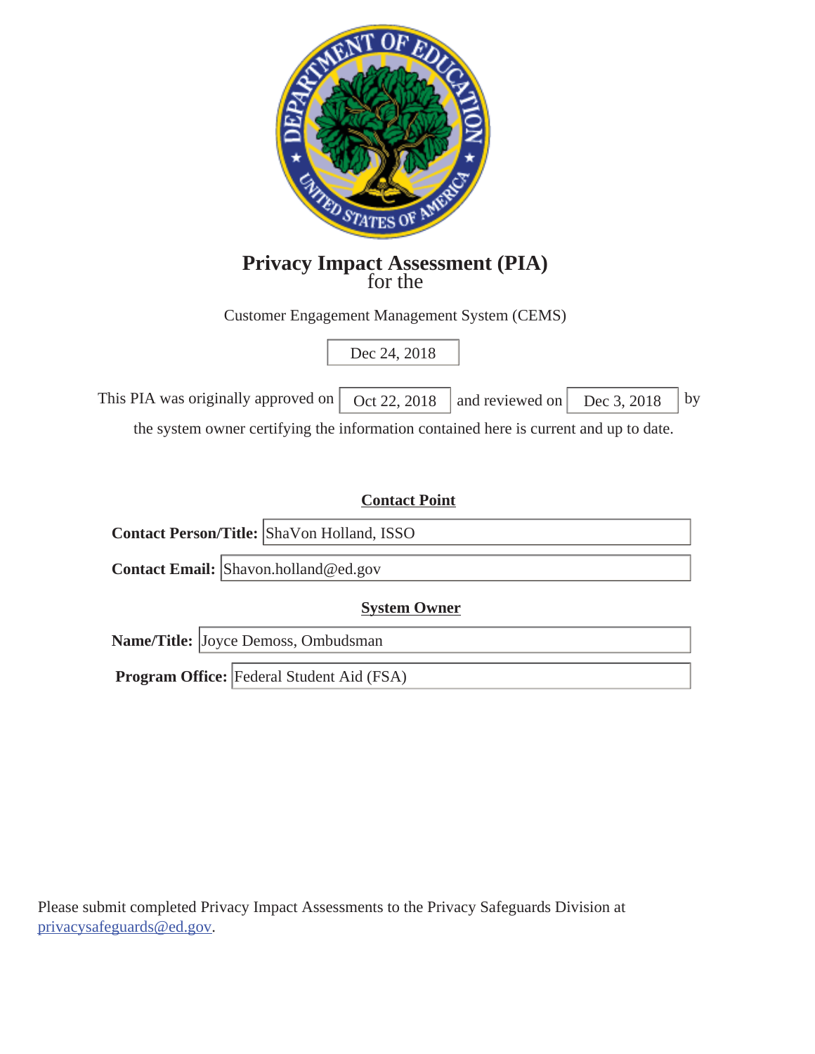# Privacy Impact Assessment (PIA)
for the

Customer Engagement Management System (CEMS)

Dec 24, 2018

This PIA was originally approved on Oct 22, 2018 and reviewed on Dec 3, 2018 by the system owner certifying the information contained here is current and up to date.

**Contact Point**

**Contact Person/Title:** ShaVon Holland, ISSO

**Contact Email:** Shavon.holland@ed.gov

**System Owner**

**Name/Title:** Joyce Demoss, Ombudsman

**Program Office:** Federal Student Aid (FSA)

Please submit completed Privacy Impact Assessments to the Privacy Safeguards Division at privacysafeguards@ed.gov.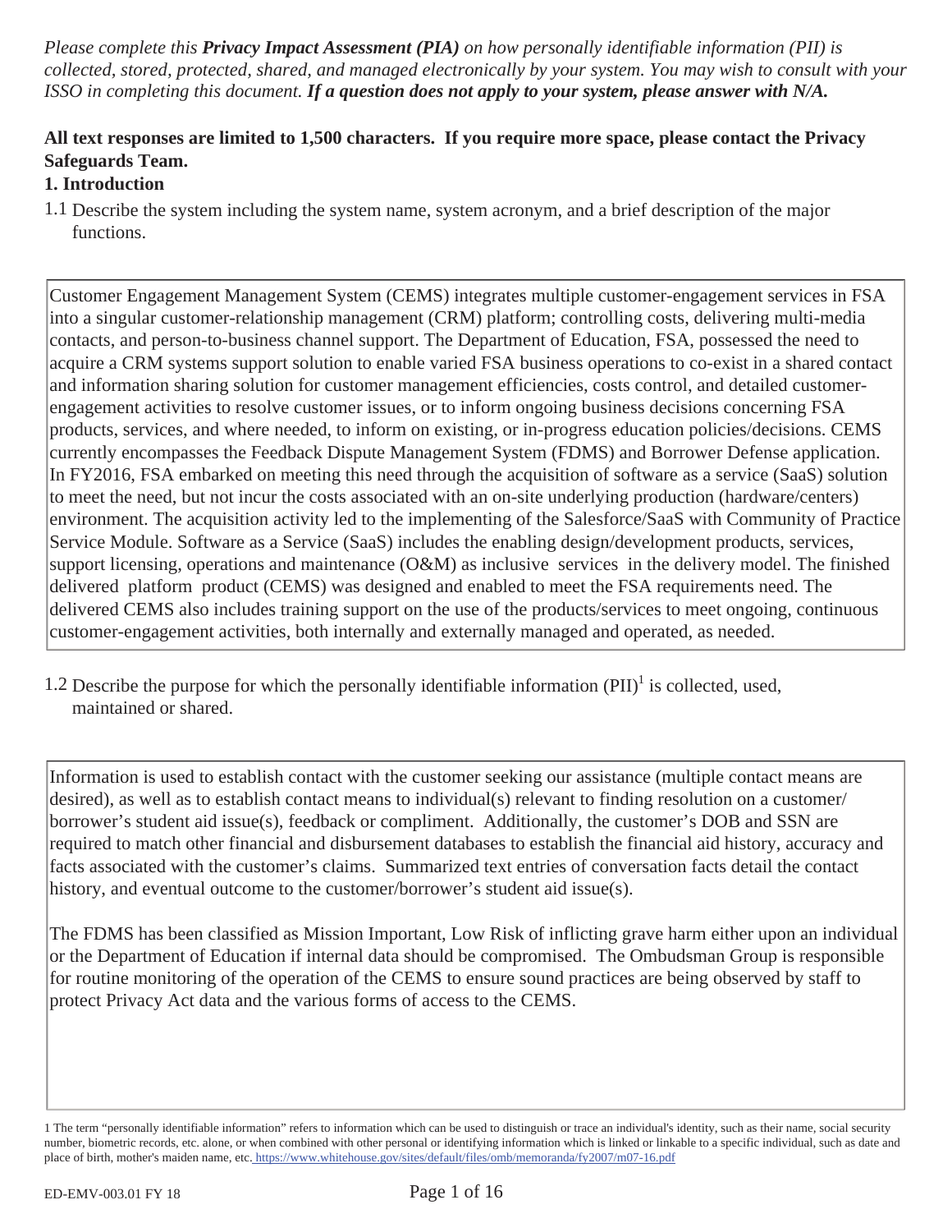*Please complete this* ***Privacy Impact Assessment (PIA)*** *on how personally identifiable information (PII) is collected, stored, protected, shared, and managed electronically by your system. You may wish to consult with your ISSO in completing this document.* ***If a question does not apply to your system, please answer with N/A.***

**All text responses are limited to 1,500 characters. If you require more space, please contact the Privacy Safeguards Team.**

## 1. Introduction

1.1 Describe the system including the system name, system acronym, and a brief description of the major functions.

Customer Engagement Management System (CEMS) integrates multiple customer-engagement services in FSA into a singular customer-relationship management (CRM) platform; controlling costs, delivering multi-media contacts, and person-to-business channel support. The Department of Education, FSA, possessed the need to acquire a CRM systems support solution to enable varied FSA business operations to co-exist in a shared contact and information sharing solution for customer management efficiencies, costs control, and detailed customer-engagement activities to resolve customer issues, or to inform ongoing business decisions concerning FSA products, services, and where needed, to inform on existing, or in-progress education policies/decisions. CEMS currently encompasses the Feedback Dispute Management System (FDMS) and Borrower Defense application. In FY2016, FSA embarked on meeting this need through the acquisition of software as a service (SaaS) solution to meet the need, but not incur the costs associated with an on-site underlying production (hardware/centers) environment. The acquisition activity led to the implementing of the Salesforce/SaaS with Community of Practice Service Module. Software as a Service (SaaS) includes the enabling design/development products, services, support licensing, operations and maintenance (O&M) as inclusive services in the delivery model. The finished delivered platform product (CEMS) was designed and enabled to meet the FSA requirements need. The delivered CEMS also includes training support on the use of the products/services to meet ongoing, continuous customer-engagement activities, both internally and externally managed and operated, as needed.

1.2 Describe the purpose for which the personally identifiable information (PII)[1] is collected, used, maintained or shared.

Information is used to establish contact with the customer seeking our assistance (multiple contact means are desired), as well as to establish contact means to individual(s) relevant to finding resolution on a customer/borrower's student aid issue(s), feedback or compliment. Additionally, the customer's DOB and SSN are required to match other financial and disbursement databases to establish the financial aid history, accuracy and facts associated with the customer's claims. Summarized text entries of conversation facts detail the contact history, and eventual outcome to the customer/borrower's student aid issue(s).

The FDMS has been classified as Mission Important, Low Risk of inflicting grave harm either upon an individual or the Department of Education if internal data should be compromised. The Ombudsman Group is responsible for routine monitoring of the operation of the CEMS to ensure sound practices are being observed by staff to protect Privacy Act data and the various forms of access to the CEMS.

[1] The term "personally identifiable information" refers to information which can be used to distinguish or trace an individual's identity, such as their name, social security number, biometric records, etc. alone, or when combined with other personal or identifying information which is linked or linkable to a specific individual, such as date and place of birth, mother's maiden name, etc. https://www.whitehouse.gov/sites/default/files/omb/memoranda/fy2007/m07-16.pdf

ED-EMV-003.01 FY 18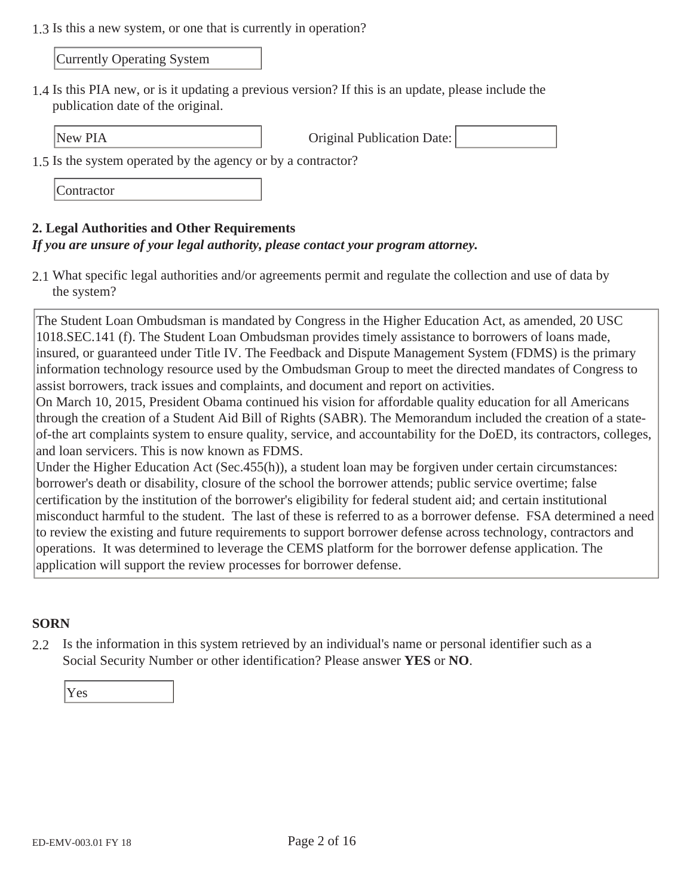1.3 Is this a new system, or one that is currently in operation?

Currently Operating System

1.4 Is this PIA new, or is it updating a previous version? If this is an update, please include the publication date of the original.

New PIA

Original Publication Date:

1.5 Is the system operated by the agency or by a contractor?

Contractor

**2. Legal Authorities and Other Requirements**

***If you are unsure of your legal authority, please contact your program attorney.***

2.1 What specific legal authorities and/or agreements permit and regulate the collection and use of data by the system?

The Student Loan Ombudsman is mandated by Congress in the Higher Education Act, as amended, 20 USC 1018.SEC.141 (f). The Student Loan Ombudsman provides timely assistance to borrowers of loans made, insured, or guaranteed under Title IV. The Feedback and Dispute Management System (FDMS) is the primary information technology resource used by the Ombudsman Group to meet the directed mandates of Congress to assist borrowers, track issues and complaints, and document and report on activities.
On March 10, 2015, President Obama continued his vision for affordable quality education for all Americans through the creation of a Student Aid Bill of Rights (SABR). The Memorandum included the creation of a state-of-the art complaints system to ensure quality, service, and accountability for the DoED, its contractors, colleges, and loan servicers. This is now known as FDMS.
Under the Higher Education Act (Sec.455(h)), a student loan may be forgiven under certain circumstances: borrower's death or disability, closure of the school the borrower attends; public service overtime; false certification by the institution of the borrower's eligibility for federal student aid; and certain institutional misconduct harmful to the student. The last of these is referred to as a borrower defense. FSA determined a need to review the existing and future requirements to support borrower defense across technology, contractors and operations. It was determined to leverage the CEMS platform for the borrower defense application. The application will support the review processes for borrower defense.

**SORN**

2.2 Is the information in this system retrieved by an individual's name or personal identifier such as a Social Security Number or other identification? Please answer **YES** or **NO**.

Yes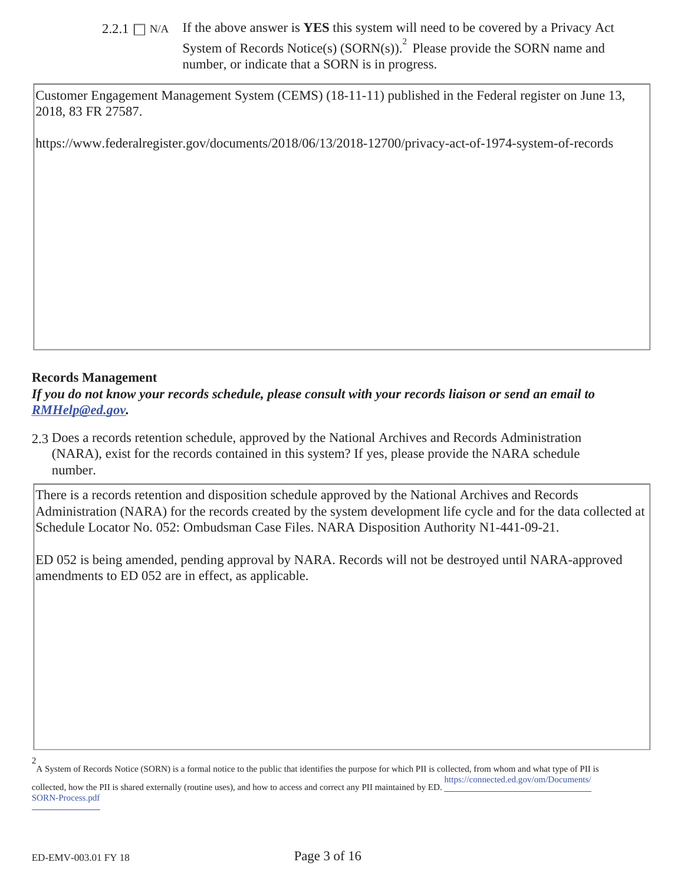2.2.1 ☐ N/A If the above answer is **YES** this system will need to be covered by a Privacy Act System of Records Notice(s) (SORN(s)).[2] Please provide the SORN name and number, or indicate that a SORN is in progress.

Customer Engagement Management System (CEMS) (18-11-11) published in the Federal register on June 13, 2018, 83 FR 27587.

https://www.federalregister.gov/documents/2018/06/13/2018-12700/privacy-act-of-1974-system-of-records

**Records Management**

***If you do not know your records schedule, please consult with your records liaison or send an email to [RMHelp@ed.gov](mailto:RMHelp@ed.gov).***

2.3 Does a records retention schedule, approved by the National Archives and Records Administration (NARA), exist for the records contained in this system? If yes, please provide the NARA schedule number.

There is a records retention and disposition schedule approved by the National Archives and Records Administration (NARA) for the records created by the system development life cycle and for the data collected at Schedule Locator No. 052: Ombudsman Case Files. NARA Disposition Authority N1-441-09-21.

ED 052 is being amended, pending approval by NARA. Records will not be destroyed until NARA-approved amendments to ED 052 are in effect, as applicable.

[2] A System of Records Notice (SORN) is a formal notice to the public that identifies the purpose for which PII is collected, from whom and what type of PII is collected, how the PII is shared externally (routine uses), and how to access and correct any PII maintained by ED. https://connected.ed.gov/om/Documents/SORN-Process.pdf

ED-EMV-003.01 FY 18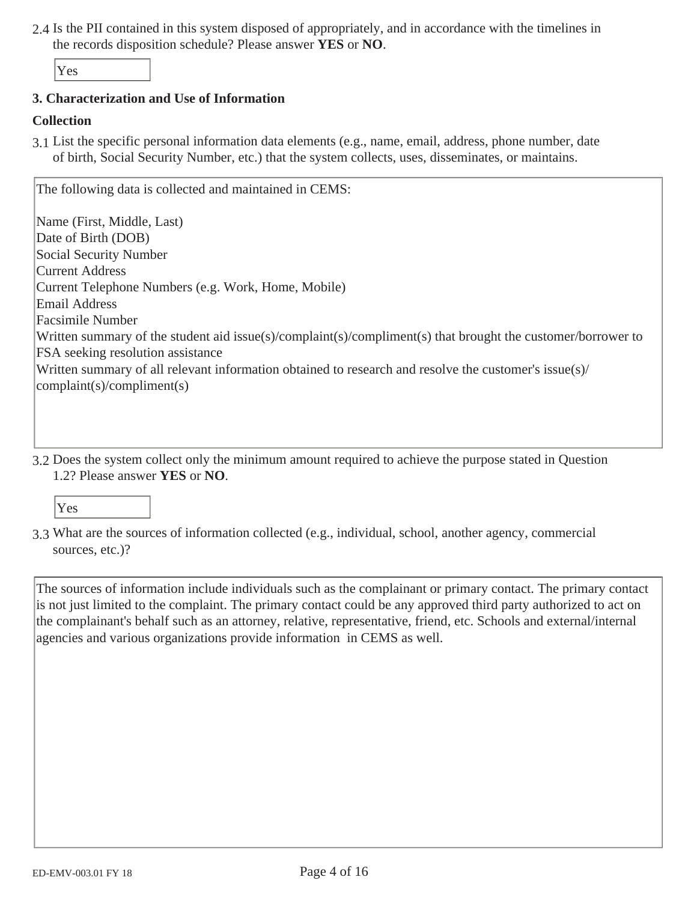2.4 Is the PII contained in this system disposed of appropriately, and in accordance with the timelines in the records disposition schedule? Please answer **YES** or **NO**.

Yes

### 3. Characterization and Use of Information

**Collection**

3.1 List the specific personal information data elements (e.g., name, email, address, phone number, date of birth, Social Security Number, etc.) that the system collects, uses, disseminates, or maintains.

The following data is collected and maintained in CEMS:

Name (First, Middle, Last)
Date of Birth (DOB)
Social Security Number
Current Address
Current Telephone Numbers (e.g. Work, Home, Mobile)
Email Address
Facsimile Number
Written summary of the student aid issue(s)/complaint(s)/compliment(s) that brought the customer/borrower to FSA seeking resolution assistance
Written summary of all relevant information obtained to research and resolve the customer's issue(s)/complaint(s)/compliment(s)

3.2 Does the system collect only the minimum amount required to achieve the purpose stated in Question 1.2? Please answer **YES** or **NO**.

Yes

3.3 What are the sources of information collected (e.g., individual, school, another agency, commercial sources, etc.)?

The sources of information include individuals such as the complainant or primary contact. The primary contact is not just limited to the complaint. The primary contact could be any approved third party authorized to act on the complainant's behalf such as an attorney, relative, representative, friend, etc. Schools and external/internal agencies and various organizations provide information in CEMS as well.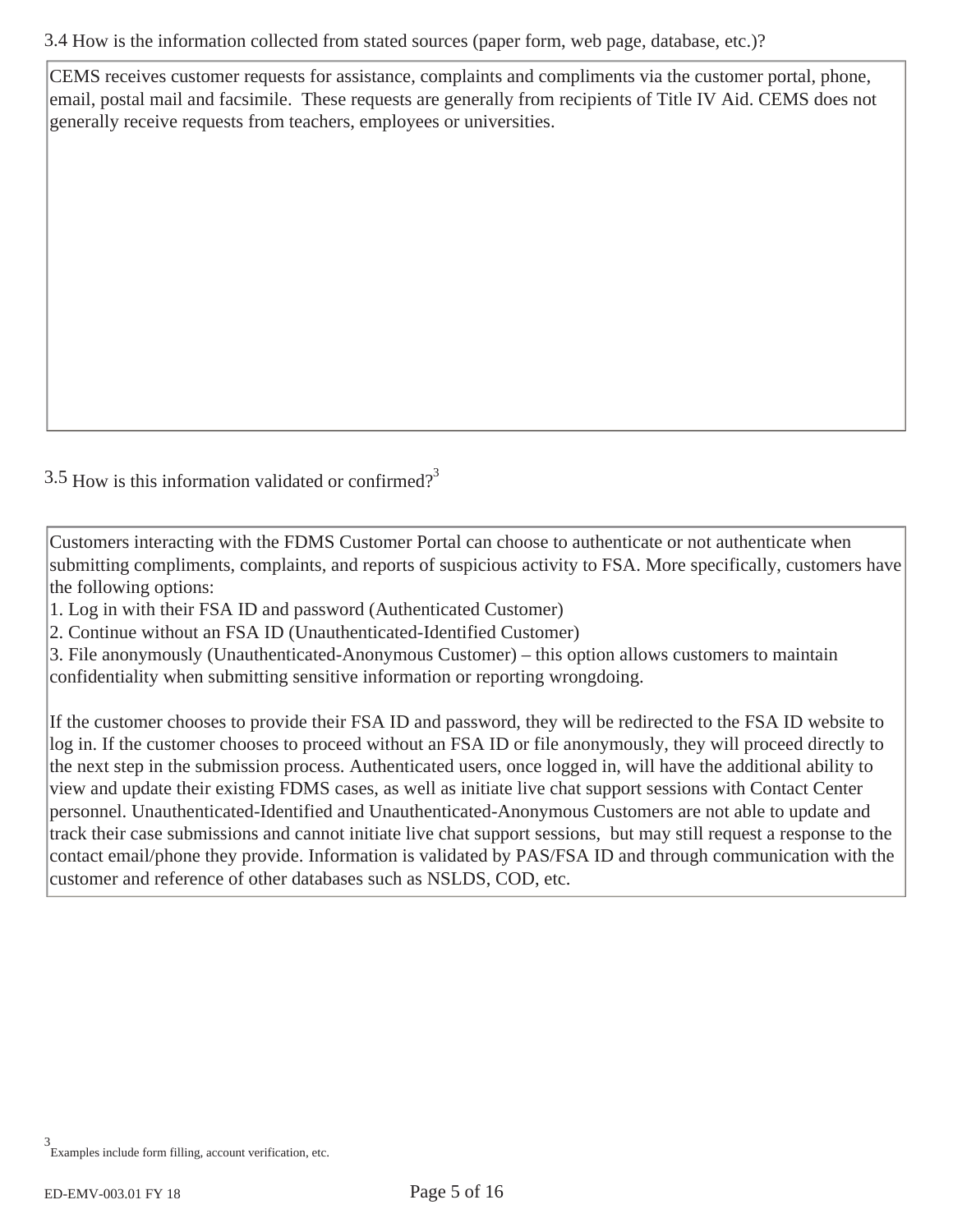3.4 How is the information collected from stated sources (paper form, web page, database, etc.)?

CEMS receives customer requests for assistance, complaints and compliments via the customer portal, phone, email, postal mail and facsimile. These requests are generally from recipients of Title IV Aid. CEMS does not generally receive requests from teachers, employees or universities.

3.5 How is this information validated or confirmed?[3]

Customers interacting with the FDMS Customer Portal can choose to authenticate or not authenticate when submitting compliments, complaints, and reports of suspicious activity to FSA. More specifically, customers have the following options:

1. Log in with their FSA ID and password (Authenticated Customer)
2. Continue without an FSA ID (Unauthenticated-Identified Customer)
3. File anonymously (Unauthenticated-Anonymous Customer) – this option allows customers to maintain confidentiality when submitting sensitive information or reporting wrongdoing.

If the customer chooses to provide their FSA ID and password, they will be redirected to the FSA ID website to log in. If the customer chooses to proceed without an FSA ID or file anonymously, they will proceed directly to the next step in the submission process. Authenticated users, once logged in, will have the additional ability to view and update their existing FDMS cases, as well as initiate live chat support sessions with Contact Center personnel. Unauthenticated-Identified and Unauthenticated-Anonymous Customers are not able to update and track their case submissions and cannot initiate live chat support sessions, but may still request a response to the contact email/phone they provide. Information is validated by PAS/FSA ID and through communication with the customer and reference of other databases such as NSLDS, COD, etc.

[3] Examples include form filling, account verification, etc.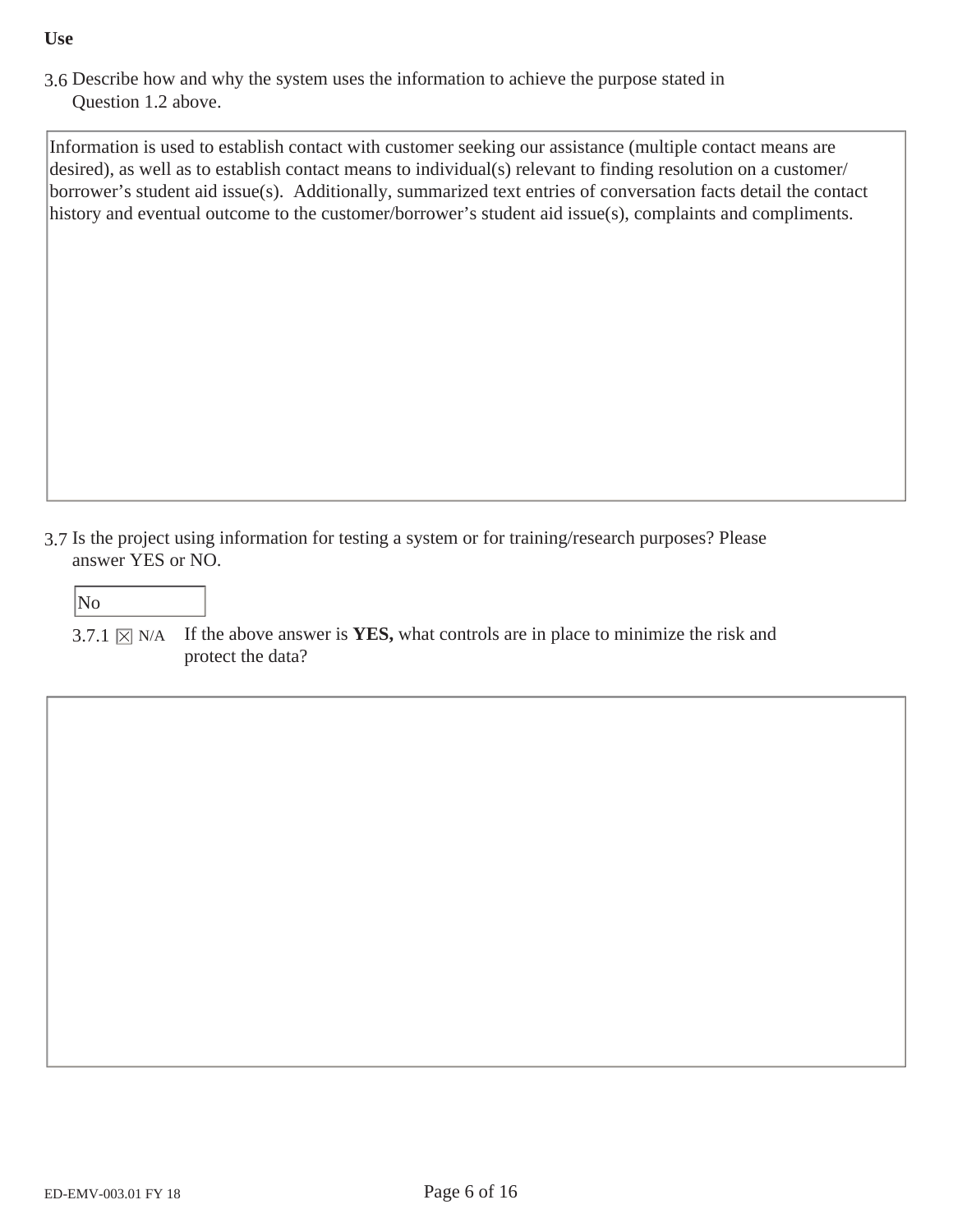**Use**

3.6 Describe how and why the system uses the information to achieve the purpose stated in Question 1.2 above.

Information is used to establish contact with customer seeking our assistance (multiple contact means are desired), as well as to establish contact means to individual(s) relevant to finding resolution on a customer/ borrower's student aid issue(s). Additionally, summarized text entries of conversation facts detail the contact history and eventual outcome to the customer/borrower's student aid issue(s), complaints and compliments.

3.7 Is the project using information for testing a system or for training/research purposes? Please answer YES or NO.

No

3.7.1 ☒ N/A If the above answer is **YES,** what controls are in place to minimize the risk and protect the data?

ED-EMV-003.01 FY 18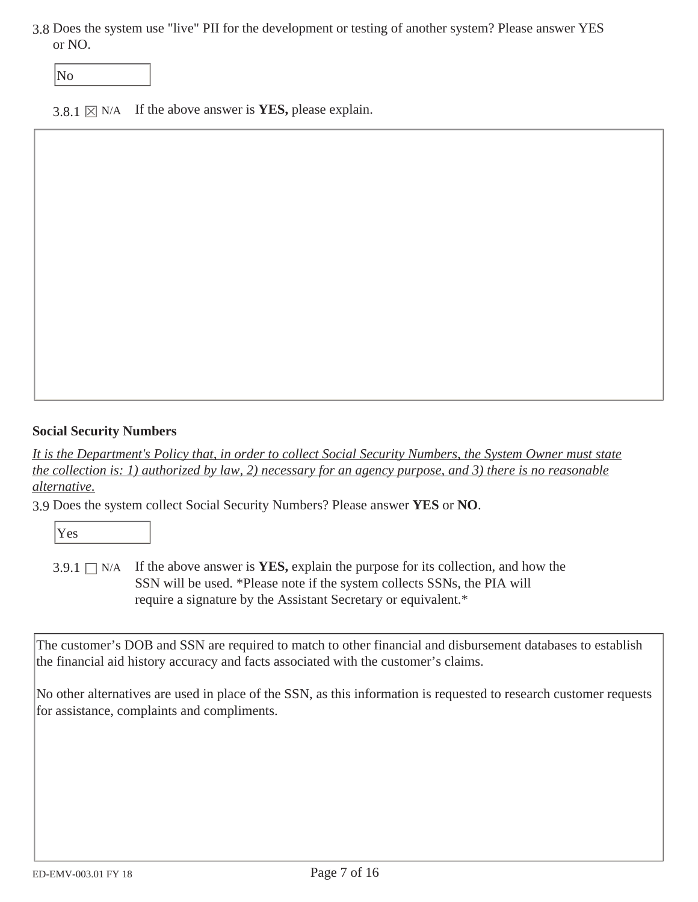3.8 Does the system use "live" PII for the development or testing of another system? Please answer YES or NO.

No

3.8.1 ☒ N/A If the above answer is **YES,** please explain.

**Social Security Numbers**

*It is the Department's Policy that, in order to collect Social Security Numbers, the System Owner must state the collection is: 1) authorized by law, 2) necessary for an agency purpose, and 3) there is no reasonable alternative.*

3.9 Does the system collect Social Security Numbers? Please answer **YES** or **NO**.

Yes

3.9.1 ☐ N/A If the above answer is **YES,** explain the purpose for its collection, and how the SSN will be used. *Please note if the system collects SSNs, the PIA will require a signature by the Assistant Secretary or equivalent.*

The customer's DOB and SSN are required to match to other financial and disbursement databases to establish the financial aid history accuracy and facts associated with the customer's claims.

No other alternatives are used in place of the SSN, as this information is requested to research customer requests for assistance, complaints and compliments.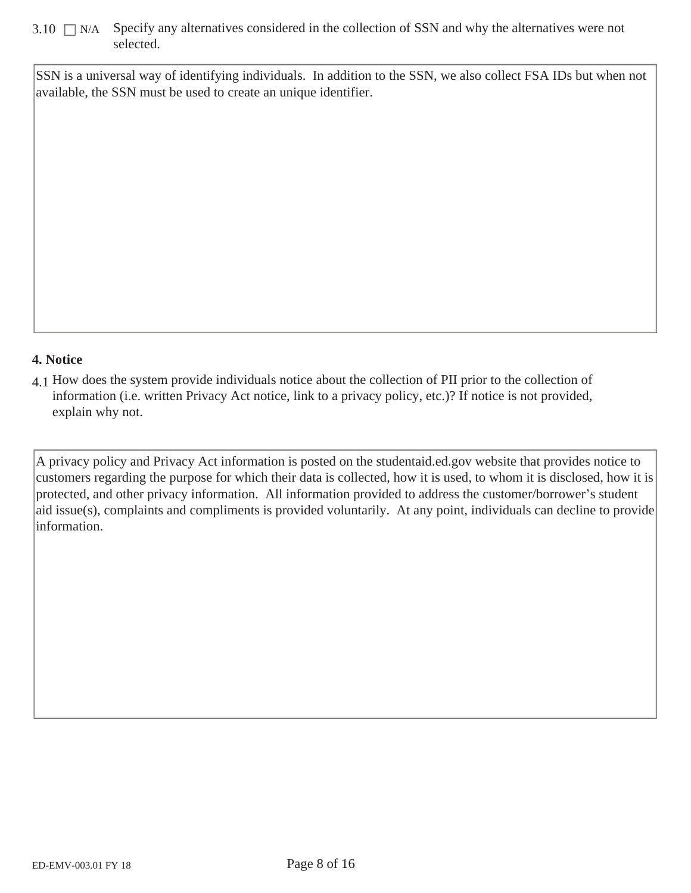3.10 ☐ N/A Specify any alternatives considered in the collection of SSN and why the alternatives were not selected.

SSN is a universal way of identifying individuals. In addition to the SSN, we also collect FSA IDs but when not available, the SSN must be used to create an unique identifier.

**4. Notice**

4.1 How does the system provide individuals notice about the collection of PII prior to the collection of information (i.e. written Privacy Act notice, link to a privacy policy, etc.)? If notice is not provided, explain why not.

A privacy policy and Privacy Act information is posted on the studentaid.ed.gov website that provides notice to customers regarding the purpose for which their data is collected, how it is used, to whom it is disclosed, how it is protected, and other privacy information. All information provided to address the customer/borrower's student aid issue(s), complaints and compliments is provided voluntarily. At any point, individuals can decline to provide information.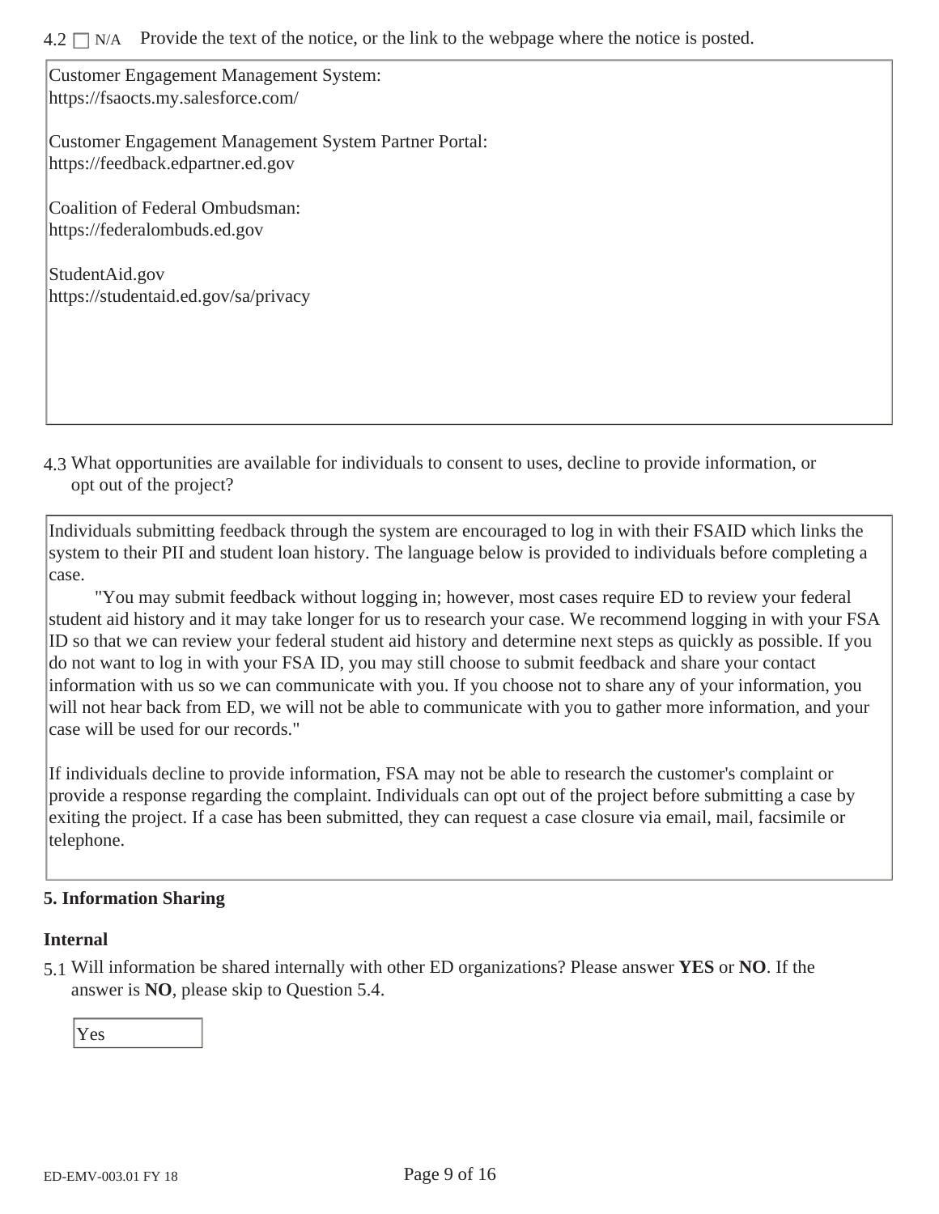4.2 ☐ N/A Provide the text of the notice, or the link to the webpage where the notice is posted.

Customer Engagement Management System:
https://fsaocts.my.salesforce.com/

Customer Engagement Management System Partner Portal:
https://feedback.edpartner.ed.gov

Coalition of Federal Ombudsman:
https://federalombuds.ed.gov

StudentAid.gov
https://studentaid.ed.gov/sa/privacy

4.3 What opportunities are available for individuals to consent to uses, decline to provide information, or opt out of the project?

Individuals submitting feedback through the system are encouraged to log in with their FSAID which links the system to their PII and student loan history. The language below is provided to individuals before completing a case.

"You may submit feedback without logging in; however, most cases require ED to review your federal student aid history and it may take longer for us to research your case. We recommend logging in with your FSA ID so that we can review your federal student aid history and determine next steps as quickly as possible. If you do not want to log in with your FSA ID, you may still choose to submit feedback and share your contact information with us so we can communicate with you. If you choose not to share any of your information, you will not hear back from ED, we will not be able to communicate with you to gather more information, and your case will be used for our records."

If individuals decline to provide information, FSA may not be able to research the customer's complaint or provide a response regarding the complaint. Individuals can opt out of the project before submitting a case by exiting the project. If a case has been submitted, they can request a case closure via email, mail, facsimile or telephone.

**5. Information Sharing**

**Internal**

5.1 Will information be shared internally with other ED organizations? Please answer **YES** or **NO**. If the answer is **NO**, please skip to Question 5.4.

Yes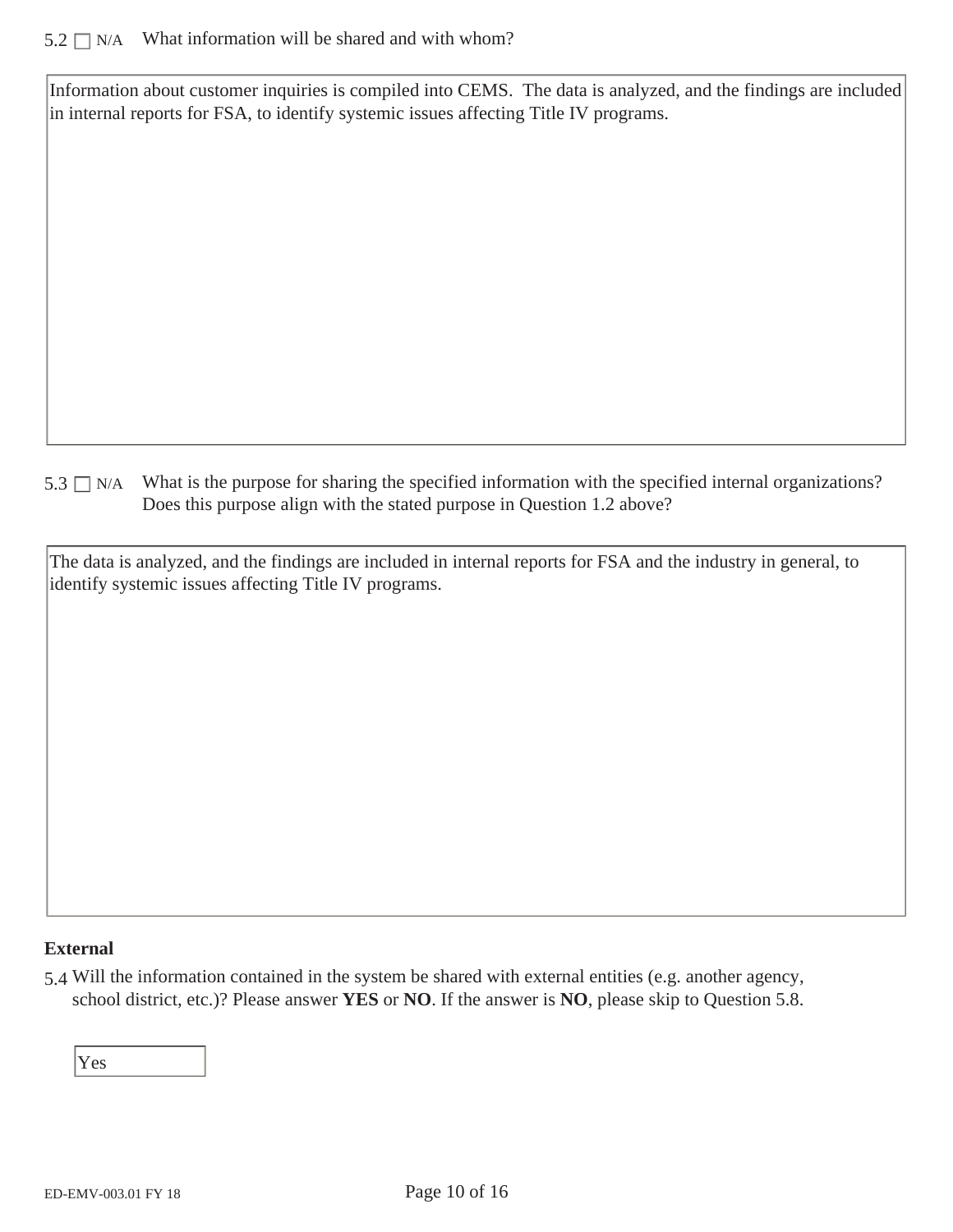5.2 ☐ N/A What information will be shared and with whom?

Information about customer inquiries is compiled into CEMS. The data is analyzed, and the findings are included in internal reports for FSA, to identify systemic issues affecting Title IV programs.

5.3 ☐ N/A What is the purpose for sharing the specified information with the specified internal organizations? Does this purpose align with the stated purpose in Question 1.2 above?

The data is analyzed, and the findings are included in internal reports for FSA and the industry in general, to identify systemic issues affecting Title IV programs.

**External**

5.4 Will the information contained in the system be shared with external entities (e.g. another agency, school district, etc.)? Please answer **YES** or **NO**. If the answer is **NO**, please skip to Question 5.8.

Yes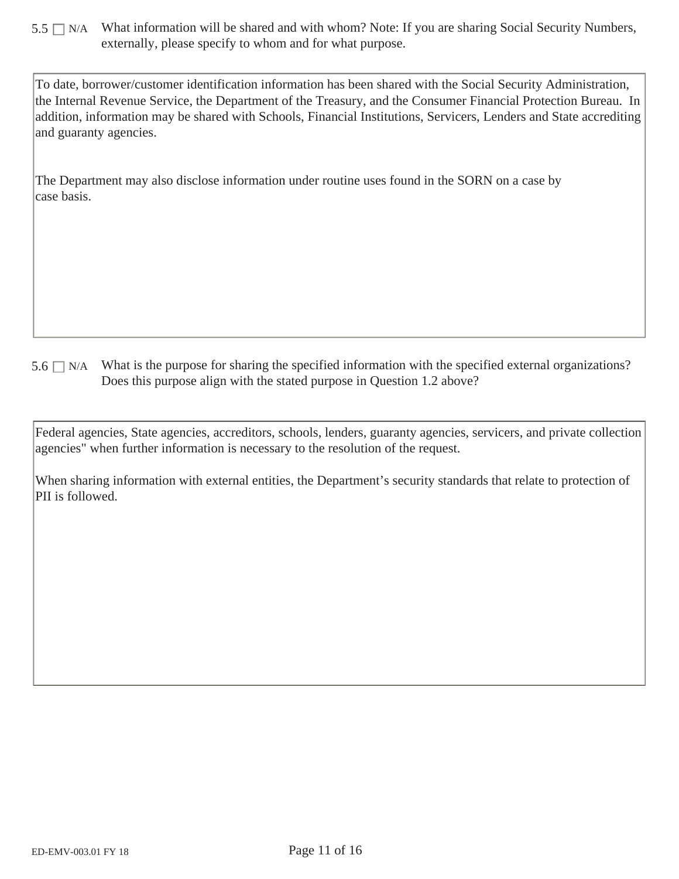5.5 ☐ N/A What information will be shared and with whom? Note: If you are sharing Social Security Numbers, externally, please specify to whom and for what purpose.

To date, borrower/customer identification information has been shared with the Social Security Administration, the Internal Revenue Service, the Department of the Treasury, and the Consumer Financial Protection Bureau. In addition, information may be shared with Schools, Financial Institutions, Servicers, Lenders and State accrediting and guaranty agencies.

The Department may also disclose information under routine uses found in the SORN on a case by case basis.

5.6 ☐ N/A What is the purpose for sharing the specified information with the specified external organizations? Does this purpose align with the stated purpose in Question 1.2 above?

Federal agencies, State agencies, accreditors, schools, lenders, guaranty agencies, servicers, and private collection agencies" when further information is necessary to the resolution of the request.

When sharing information with external entities, the Department's security standards that relate to protection of PII is followed.

ED-EMV-003.01 FY 18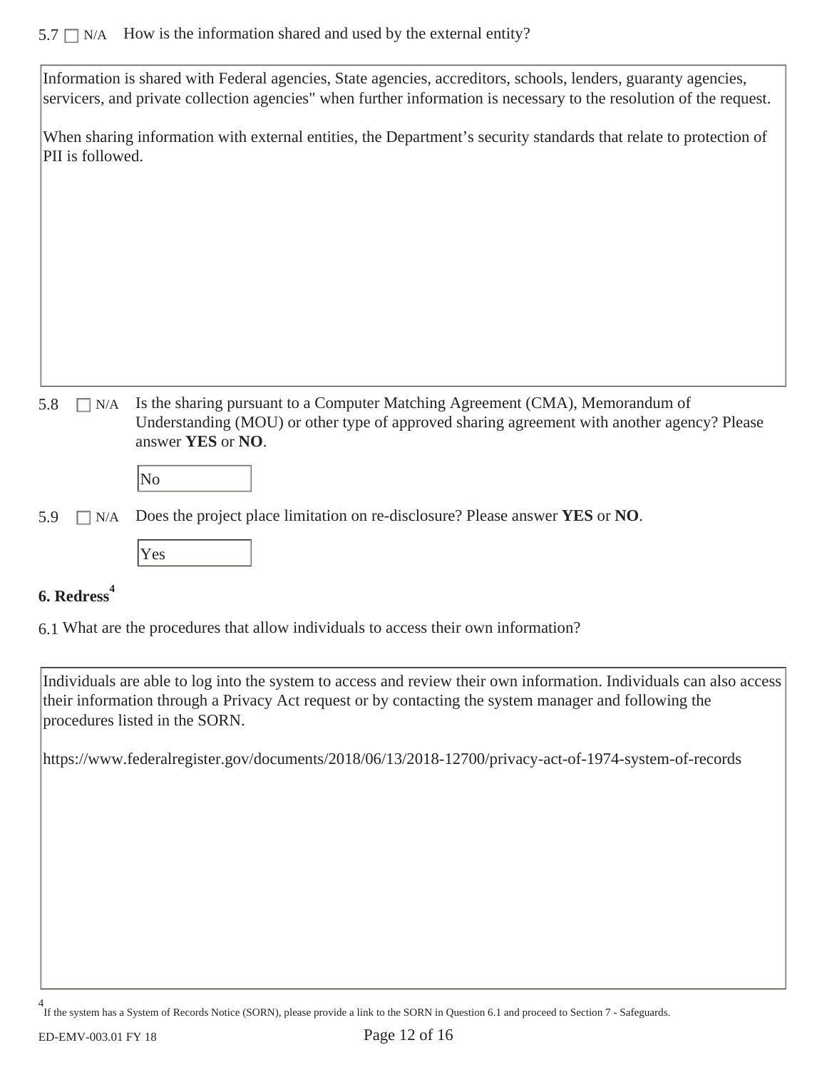5.7 ☐ N/A How is the information shared and used by the external entity?

Information is shared with Federal agencies, State agencies, accreditors, schools, lenders, guaranty agencies, servicers, and private collection agencies" when further information is necessary to the resolution of the request.

When sharing information with external entities, the Department's security standards that relate to protection of PII is followed.

5.8 ☐ N/A Is the sharing pursuant to a Computer Matching Agreement (CMA), Memorandum of Understanding (MOU) or other type of approved sharing agreement with another agency? Please answer **YES** or **NO**.

No

5.9 ☐ N/A Does the project place limitation on re-disclosure? Please answer **YES** or **NO**.

Yes

## 6. Redress[4]

6.1 What are the procedures that allow individuals to access their own information?

Individuals are able to log into the system to access and review their own information. Individuals can also access their information through a Privacy Act request or by contacting the system manager and following the procedures listed in the SORN.

https://www.federalregister.gov/documents/2018/06/13/2018-12700/privacy-act-of-1974-system-of-records

[4] If the system has a System of Records Notice (SORN), please provide a link to the SORN in Question 6.1 and proceed to Section 7 - Safeguards.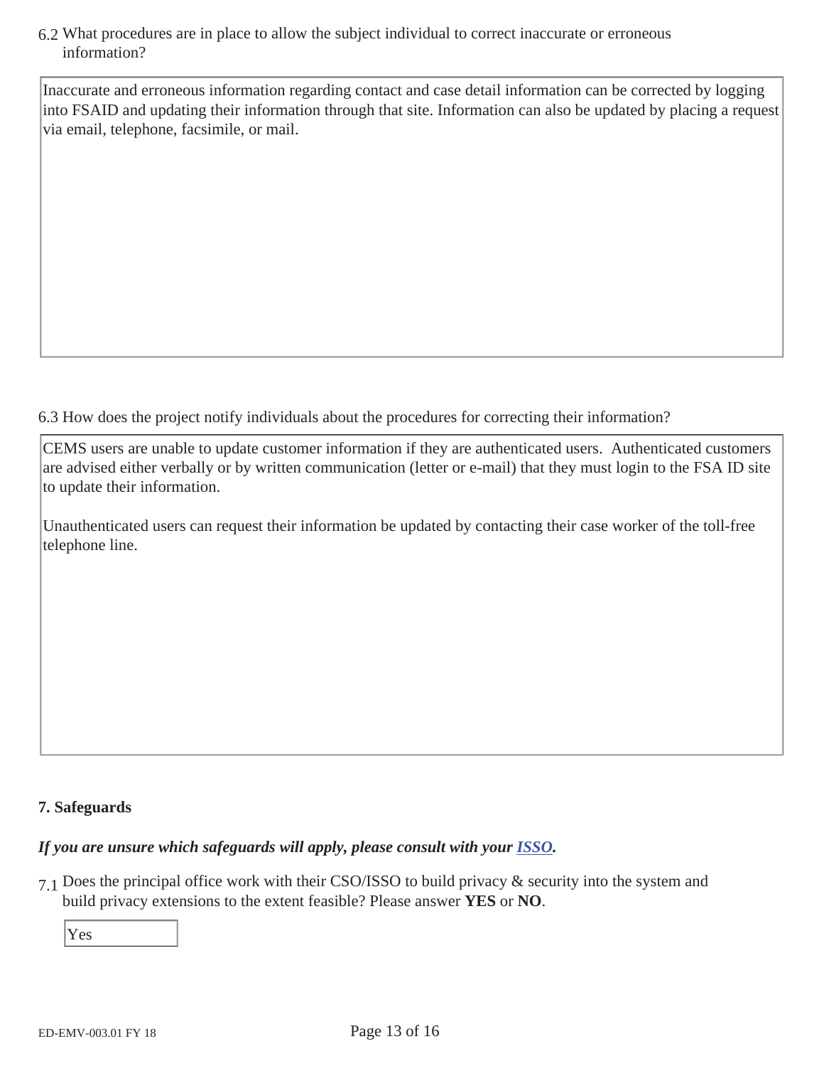6.2 What procedures are in place to allow the subject individual to correct inaccurate or erroneous information?

Inaccurate and erroneous information regarding contact and case detail information can be corrected by logging into FSAID and updating their information through that site. Information can also be updated by placing a request via email, telephone, facsimile, or mail.

6.3 How does the project notify individuals about the procedures for correcting their information?

CEMS users are unable to update customer information if they are authenticated users. Authenticated customers are advised either verbally or by written communication (letter or e-mail) that they must login to the FSA ID site to update their information.

Unauthenticated users can request their information be updated by contacting their case worker of the toll-free telephone line.

**7. Safeguards**

***If you are unsure which safeguards will apply, please consult with your [ISSO](#).***

7.1 Does the principal office work with their CSO/ISSO to build privacy & security into the system and build privacy extensions to the extent feasible? Please answer **YES** or **NO**.

Yes

ED-EMV-003.01 FY 18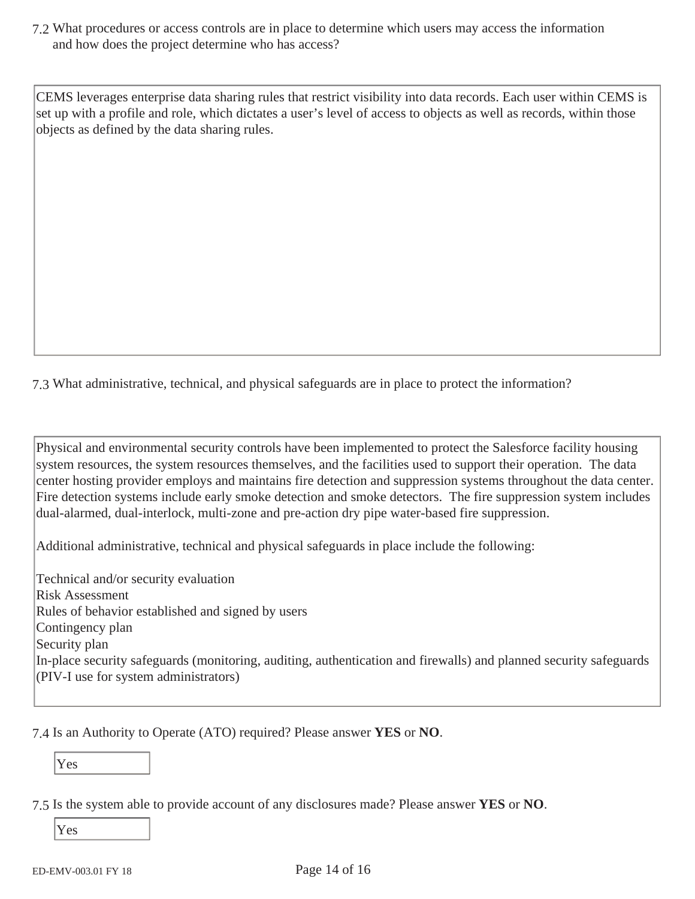7.2 What procedures or access controls are in place to determine which users may access the information and how does the project determine who has access?

CEMS leverages enterprise data sharing rules that restrict visibility into data records. Each user within CEMS is set up with a profile and role, which dictates a user's level of access to objects as well as records, within those objects as defined by the data sharing rules.

7.3 What administrative, technical, and physical safeguards are in place to protect the information?

Physical and environmental security controls have been implemented to protect the Salesforce facility housing system resources, the system resources themselves, and the facilities used to support their operation. The data center hosting provider employs and maintains fire detection and suppression systems throughout the data center. Fire detection systems include early smoke detection and smoke detectors. The fire suppression system includes dual-alarmed, dual-interlock, multi-zone and pre-action dry pipe water-based fire suppression.

Additional administrative, technical and physical safeguards in place include the following:

Technical and/or security evaluation
Risk Assessment
Rules of behavior established and signed by users
Contingency plan
Security plan
In-place security safeguards (monitoring, auditing, authentication and firewalls) and planned security safeguards (PIV-I use for system administrators)

7.4 Is an Authority to Operate (ATO) required? Please answer **YES** or **NO**.

Yes

7.5 Is the system able to provide account of any disclosures made? Please answer **YES** or **NO**.

Yes

ED-EMV-003.01 FY 18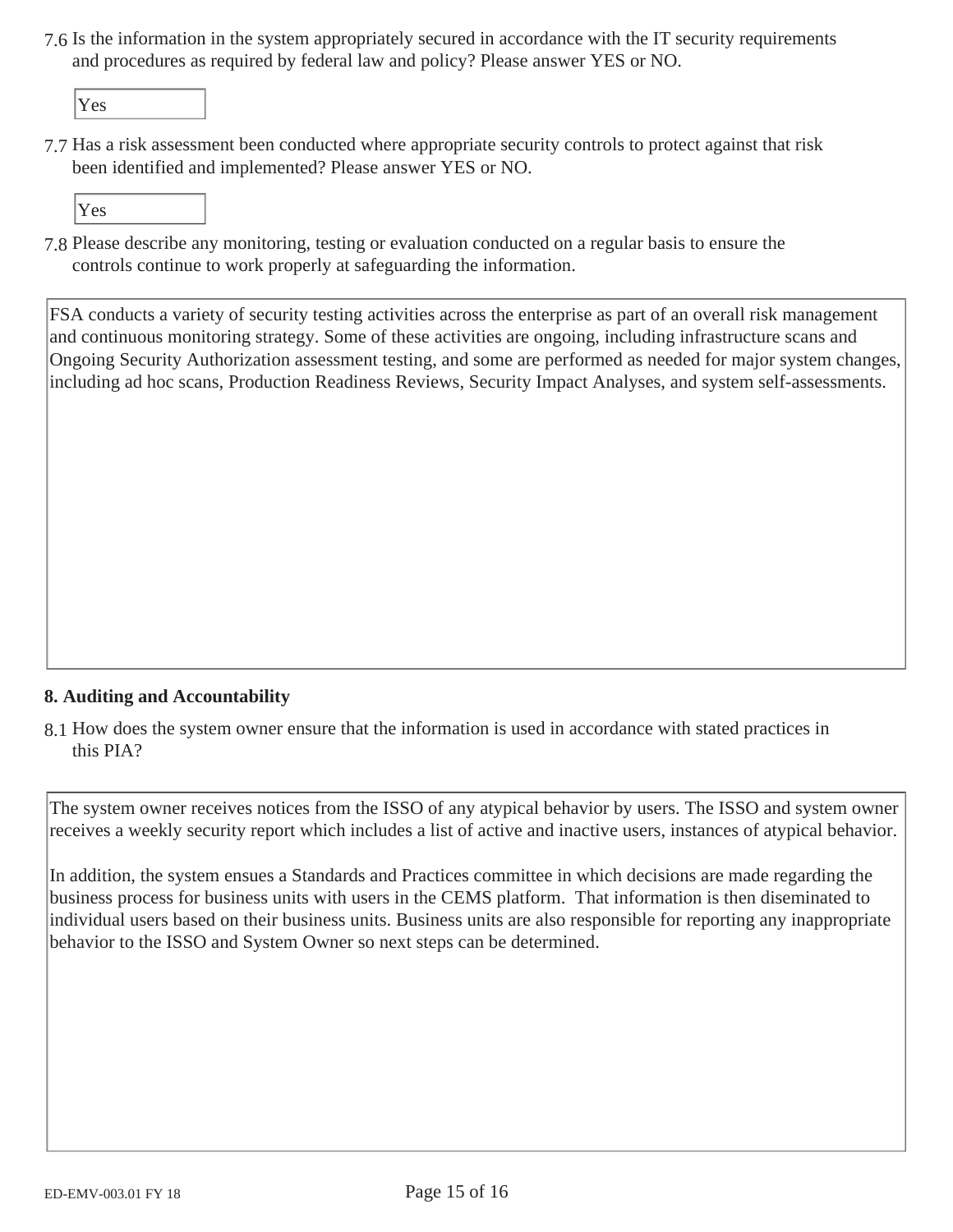7.6 Is the information in the system appropriately secured in accordance with the IT security requirements and procedures as required by federal law and policy? Please answer YES or NO.

Yes

7.7 Has a risk assessment been conducted where appropriate security controls to protect against that risk been identified and implemented? Please answer YES or NO.

Yes

7.8 Please describe any monitoring, testing or evaluation conducted on a regular basis to ensure the controls continue to work properly at safeguarding the information.

FSA conducts a variety of security testing activities across the enterprise as part of an overall risk management and continuous monitoring strategy. Some of these activities are ongoing, including infrastructure scans and Ongoing Security Authorization assessment testing, and some are performed as needed for major system changes, including ad hoc scans, Production Readiness Reviews, Security Impact Analyses, and system self-assessments.

**8. Auditing and Accountability**

8.1 How does the system owner ensure that the information is used in accordance with stated practices in this PIA?

The system owner receives notices from the ISSO of any atypical behavior by users. The ISSO and system owner receives a weekly security report which includes a list of active and inactive users, instances of atypical behavior.

In addition, the system ensues a Standards and Practices committee in which decisions are made regarding the business process for business units with users in the CEMS platform. That information is then diseminated to individual users based on their business units. Business units are also responsible for reporting any inappropriate behavior to the ISSO and System Owner so next steps can be determined.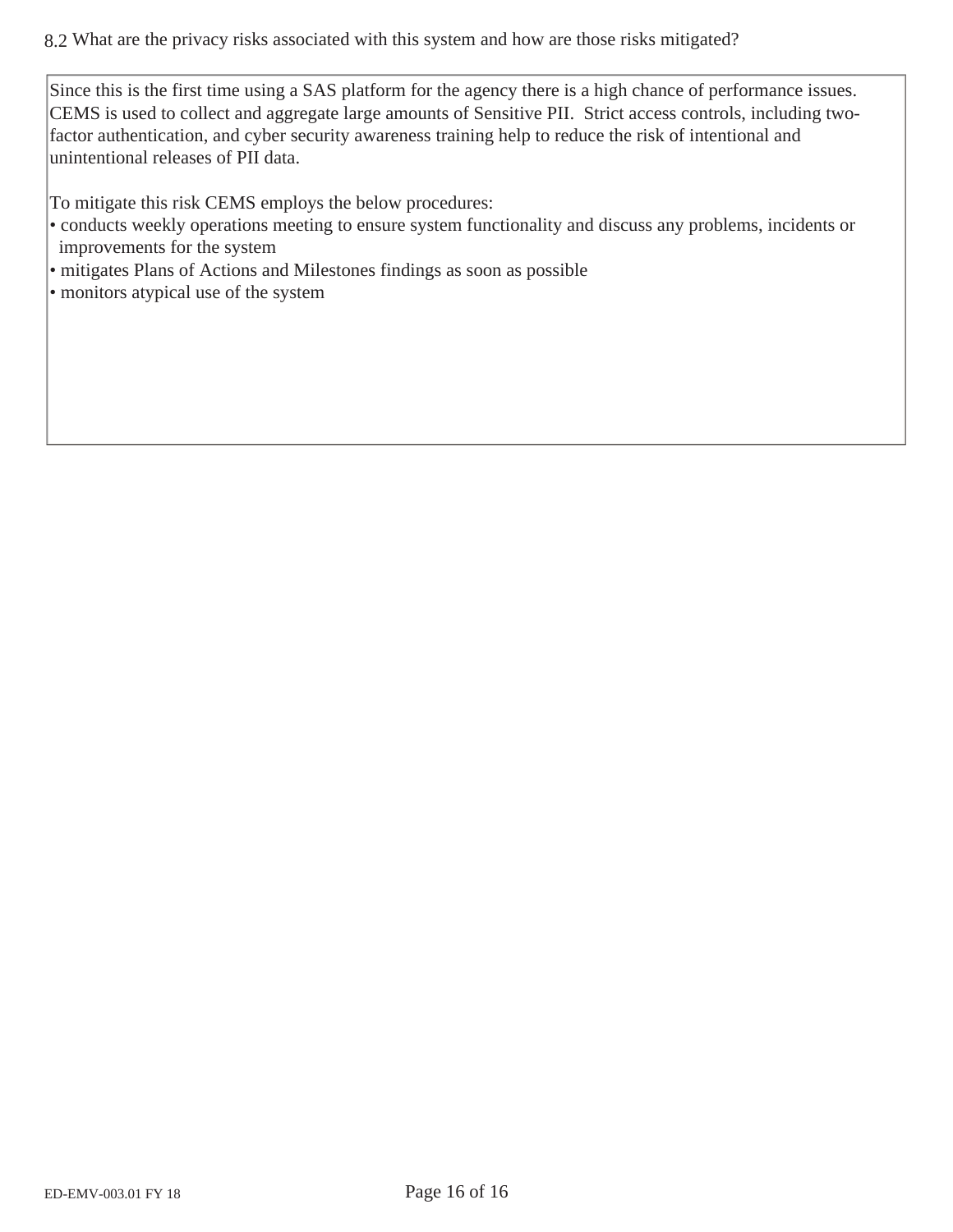8.2 What are the privacy risks associated with this system and how are those risks mitigated?

Since this is the first time using a SAS platform for the agency there is a high chance of performance issues. CEMS is used to collect and aggregate large amounts of Sensitive PII. Strict access controls, including two-factor authentication, and cyber security awareness training help to reduce the risk of intentional and unintentional releases of PII data.

To mitigate this risk CEMS employs the below procedures:

- conducts weekly operations meeting to ensure system functionality and discuss any problems, incidents or improvements for the system
- mitigates Plans of Actions and Milestones findings as soon as possible
- monitors atypical use of the system